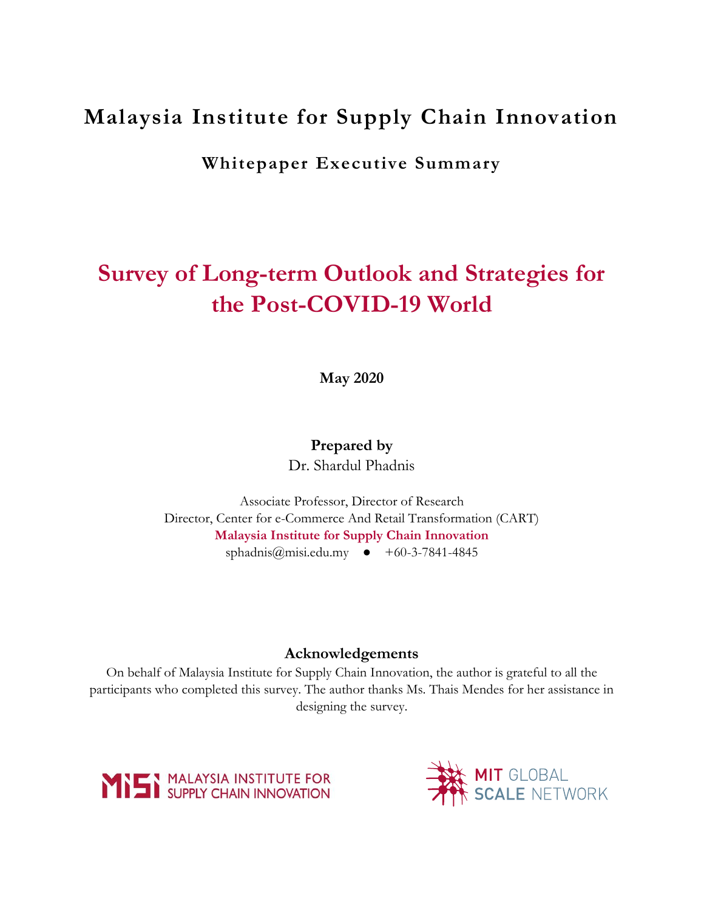# Malaysia Institute for Supply Chain Innovation

## Whitepaper Executive Summary

# Survey of Long-term Outlook and Strategies for the Post-COVID-19 World

**May 2020**

**Prepared by**

Dr. Shardul Phadnis

Associate Professor, Director of Research
Director, Center for e-Commerce And Retail Transformation (CART)
**Malaysia Institute for Supply Chain Innovation**
sphadnis@misi.edu.my ● +60-3-7841-4845

**Acknowledgements**

On behalf of Malaysia Institute for Supply Chain Innovation, the author is grateful to all the participants who completed this survey. The author thanks Ms. Thais Mendes for her assistance in designing the survey.

MISI MALAYSIA INSTITUTE FOR SUPPLY CHAIN INNOVATION

MIT GLOBAL SCALE NETWORK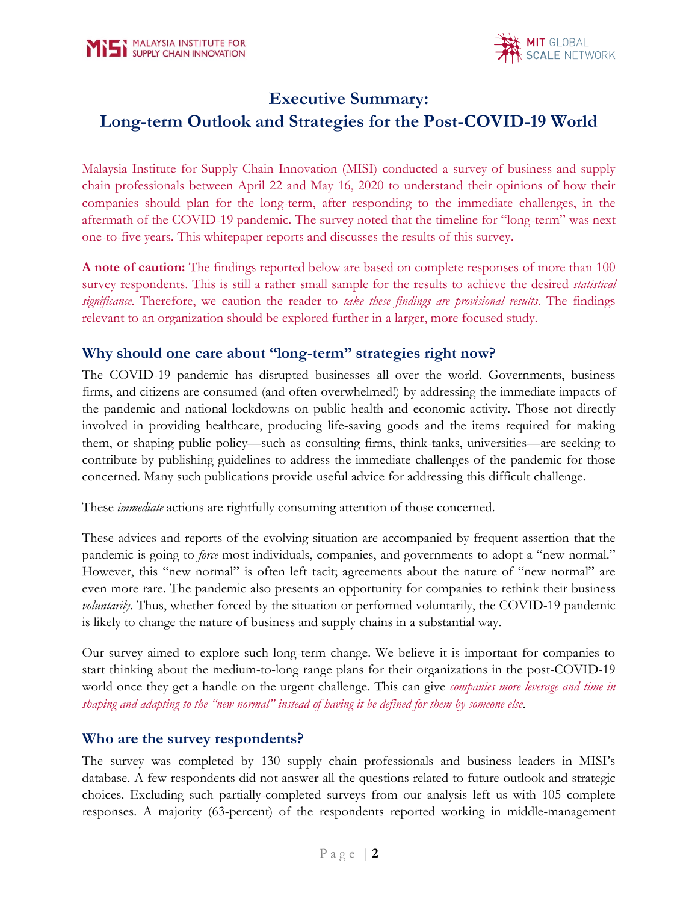# Executive Summary: Long-term Outlook and Strategies for the Post-COVID-19 World

Malaysia Institute for Supply Chain Innovation (MISI) conducted a survey of business and supply chain professionals between April 22 and May 16, 2020 to understand their opinions of how their companies should plan for the long-term, after responding to the immediate challenges, in the aftermath of the COVID-19 pandemic. The survey noted that the timeline for "long-term" was next one-to-five years. This whitepaper reports and discusses the results of this survey.

**A note of caution:** The findings reported below are based on complete responses of more than 100 survey respondents. This is still a rather small sample for the results to achieve the desired *statistical significance*. Therefore, we caution the reader to *take these findings are provisional results*. The findings relevant to an organization should be explored further in a larger, more focused study.

## Why should one care about "long-term" strategies right now?

The COVID-19 pandemic has disrupted businesses all over the world. Governments, business firms, and citizens are consumed (and often overwhelmed!) by addressing the immediate impacts of the pandemic and national lockdowns on public health and economic activity. Those not directly involved in providing healthcare, producing life-saving goods and the items required for making them, or shaping public policy—such as consulting firms, think-tanks, universities—are seeking to contribute by publishing guidelines to address the immediate challenges of the pandemic for those concerned. Many such publications provide useful advice for addressing this difficult challenge.

These *immediate* actions are rightfully consuming attention of those concerned.

These advices and reports of the evolving situation are accompanied by frequent assertion that the pandemic is going to *force* most individuals, companies, and governments to adopt a "new normal." However, this "new normal" is often left tacit; agreements about the nature of "new normal" are even more rare. The pandemic also presents an opportunity for companies to rethink their business *voluntarily*. Thus, whether forced by the situation or performed voluntarily, the COVID-19 pandemic is likely to change the nature of business and supply chains in a substantial way.

Our survey aimed to explore such long-term change. We believe it is important for companies to start thinking about the medium-to-long range plans for their organizations in the post-COVID-19 world once they get a handle on the urgent challenge. This can give *companies more leverage and time in shaping and adapting to the "new normal" instead of having it be defined for them by someone else*.

## Who are the survey respondents?

The survey was completed by 130 supply chain professionals and business leaders in MISI's database. A few respondents did not answer all the questions related to future outlook and strategic choices. Excluding such partially-completed surveys from our analysis left us with 105 complete responses. A majority (63-percent) of the respondents reported working in middle-management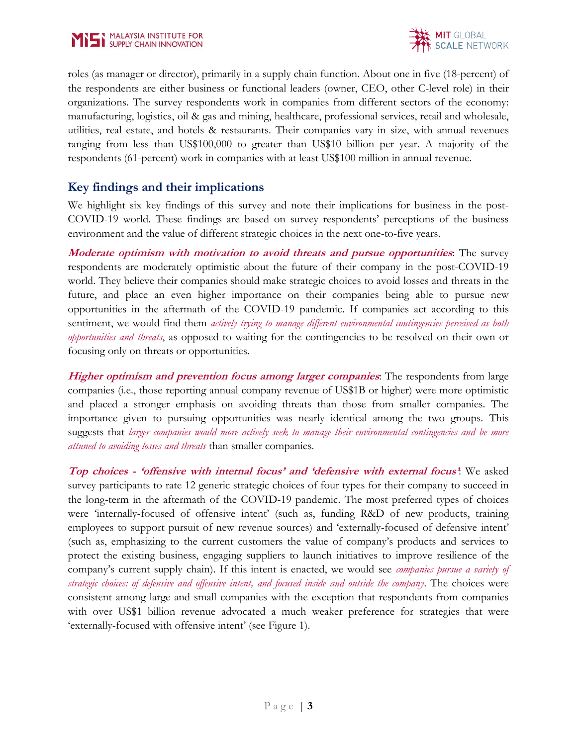roles (as manager or director), primarily in a supply chain function. About one in five (18-percent) of the respondents are either business or functional leaders (owner, CEO, other C-level role) in their organizations. The survey respondents work in companies from different sectors of the economy: manufacturing, logistics, oil & gas and mining, healthcare, professional services, retail and wholesale, utilities, real estate, and hotels & restaurants. Their companies vary in size, with annual revenues ranging from less than US$100,000 to greater than US$10 billion per year. A majority of the respondents (61-percent) work in companies with at least US$100 million in annual revenue.

## Key findings and their implications

We highlight six key findings of this survey and note their implications for business in the post-COVID-19 world. These findings are based on survey respondents' perceptions of the business environment and the value of different strategic choices in the next one-to-five years.

***Moderate optimism with motivation to avoid threats and pursue opportunities***: The survey respondents are moderately optimistic about the future of their company in the post-COVID-19 world. They believe their companies should make strategic choices to avoid losses and threats in the future, and place an even higher importance on their companies being able to pursue new opportunities in the aftermath of the COVID-19 pandemic. If companies act according to this sentiment, we would find them *actively trying to manage different environmental contingencies perceived as both opportunities and threats*, as opposed to waiting for the contingencies to be resolved on their own or focusing only on threats or opportunities.

***Higher optimism and prevention focus among larger companies***: The respondents from large companies (i.e., those reporting annual company revenue of US$1B or higher) were more optimistic and placed a stronger emphasis on avoiding threats than those from smaller companies. The importance given to pursuing opportunities was nearly identical among the two groups. This suggests that *larger companies would more actively seek to manage their environmental contingencies and be more attuned to avoiding losses and threats* than smaller companies.

***Top choices - 'offensive with internal focus' and 'defensive with external focus'***: We asked survey participants to rate 12 generic strategic choices of four types for their company to succeed in the long-term in the aftermath of the COVID-19 pandemic. The most preferred types of choices were 'internally-focused of offensive intent' (such as, funding R&D of new products, training employees to support pursuit of new revenue sources) and 'externally-focused of defensive intent' (such as, emphasizing to the current customers the value of company's products and services to protect the existing business, engaging suppliers to launch initiatives to improve resilience of the company's current supply chain). If this intent is enacted, we would see *companies pursue a variety of strategic choices: of defensive and offensive intent, and focused inside and outside the company*. The choices were consistent among large and small companies with the exception that respondents from companies with over US$1 billion revenue advocated a much weaker preference for strategies that were 'externally-focused with offensive intent' (see Figure 1).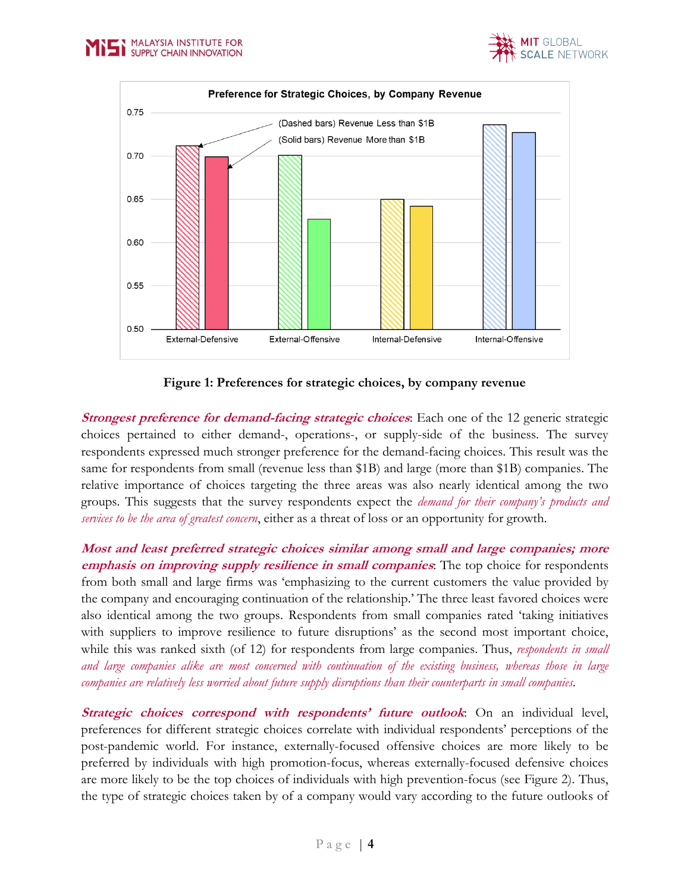**Figure 1: Preferences for strategic choices, by company revenue**

***Strongest preference for demand-facing strategic choices***: Each one of the 12 generic strategic choices pertained to either demand-, operations-, or supply-side of the business. The survey respondents expressed much stronger preference for the demand-facing choices. This result was the same for respondents from small (revenue less than $1B) and large (more than $1B) companies. The relative importance of choices targeting the three areas was also nearly identical among the two groups. This suggests that the survey respondents expect the *demand for their company's products and services to be the area of greatest concern*, either as a threat of loss or an opportunity for growth.

***Most and least preferred strategic choices similar among small and large companies; more emphasis on improving supply resilience in small companies***: The top choice for respondents from both small and large firms was 'emphasizing to the current customers the value provided by the company and encouraging continuation of the relationship.' The three least favored choices were also identical among the two groups. Respondents from small companies rated 'taking initiatives with suppliers to improve resilience to future disruptions' as the second most important choice, while this was ranked sixth (of 12) for respondents from large companies. Thus, *respondents in small and large companies alike are most concerned with continuation of the existing business, whereas those in large companies are relatively less worried about future supply disruptions than their counterparts in small companies*.

***Strategic choices correspond with respondents' future outlook***: On an individual level, preferences for different strategic choices correlate with individual respondents' perceptions of the post-pandemic world. For instance, externally-focused offensive choices are more likely to be preferred by individuals with high promotion-focus, whereas externally-focused defensive choices are more likely to be the top choices of individuals with high prevention-focus (see Figure 2). Thus, the type of strategic choices taken by of a company would vary according to the future outlooks of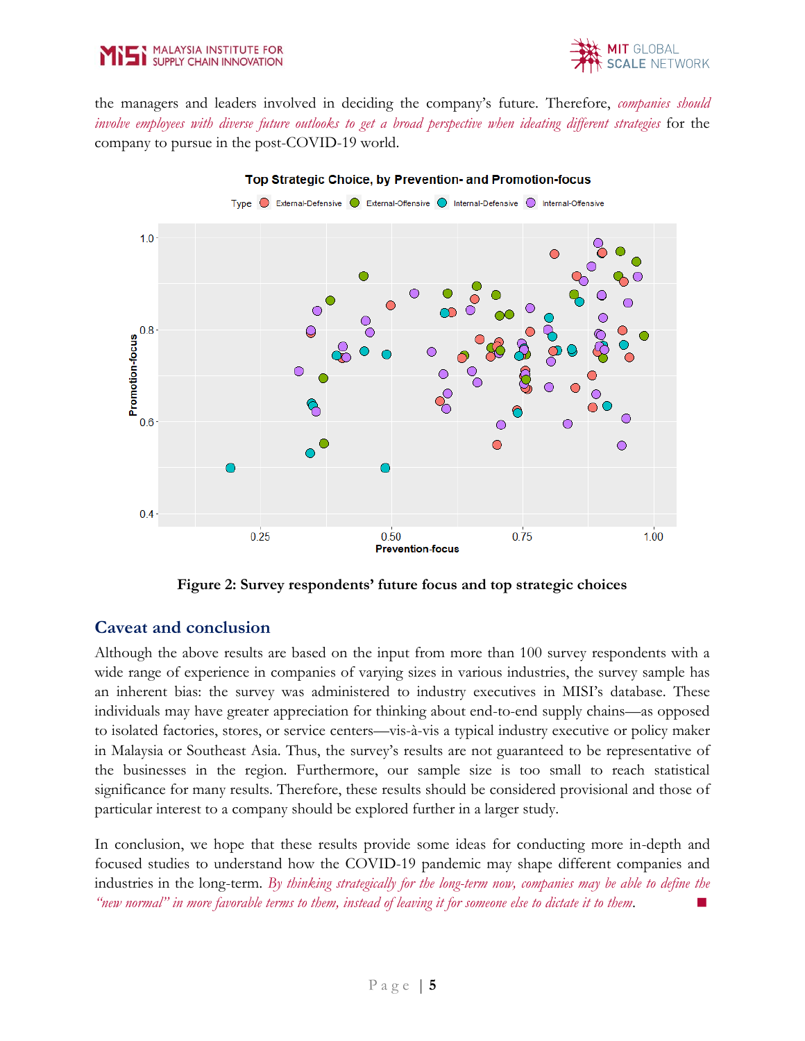the managers and leaders involved in deciding the company's future. Therefore, *companies should involve employees with diverse future outlooks to get a broad perspective when ideating different strategies* for the company to pursue in the post-COVID-19 world.

**Figure 2: Survey respondents' future focus and top strategic choices**

## Caveat and conclusion

Although the above results are based on the input from more than 100 survey respondents with a wide range of experience in companies of varying sizes in various industries, the survey sample has an inherent bias: the survey was administered to industry executives in MISI's database. These individuals may have greater appreciation for thinking about end-to-end supply chains—as opposed to isolated factories, stores, or service centers—vis-à-vis a typical industry executive or policy maker in Malaysia or Southeast Asia. Thus, the survey's results are not guaranteed to be representative of the businesses in the region. Furthermore, our sample size is too small to reach statistical significance for many results. Therefore, these results should be considered provisional and those of particular interest to a company should be explored further in a larger study.

In conclusion, we hope that these results provide some ideas for conducting more in-depth and focused studies to understand how the COVID-19 pandemic may shape different companies and industries in the long-term. *By thinking strategically for the long-term now, companies may be able to define the "new normal" in more favorable terms to them, instead of leaving it for someone else to dictate it to them.* ■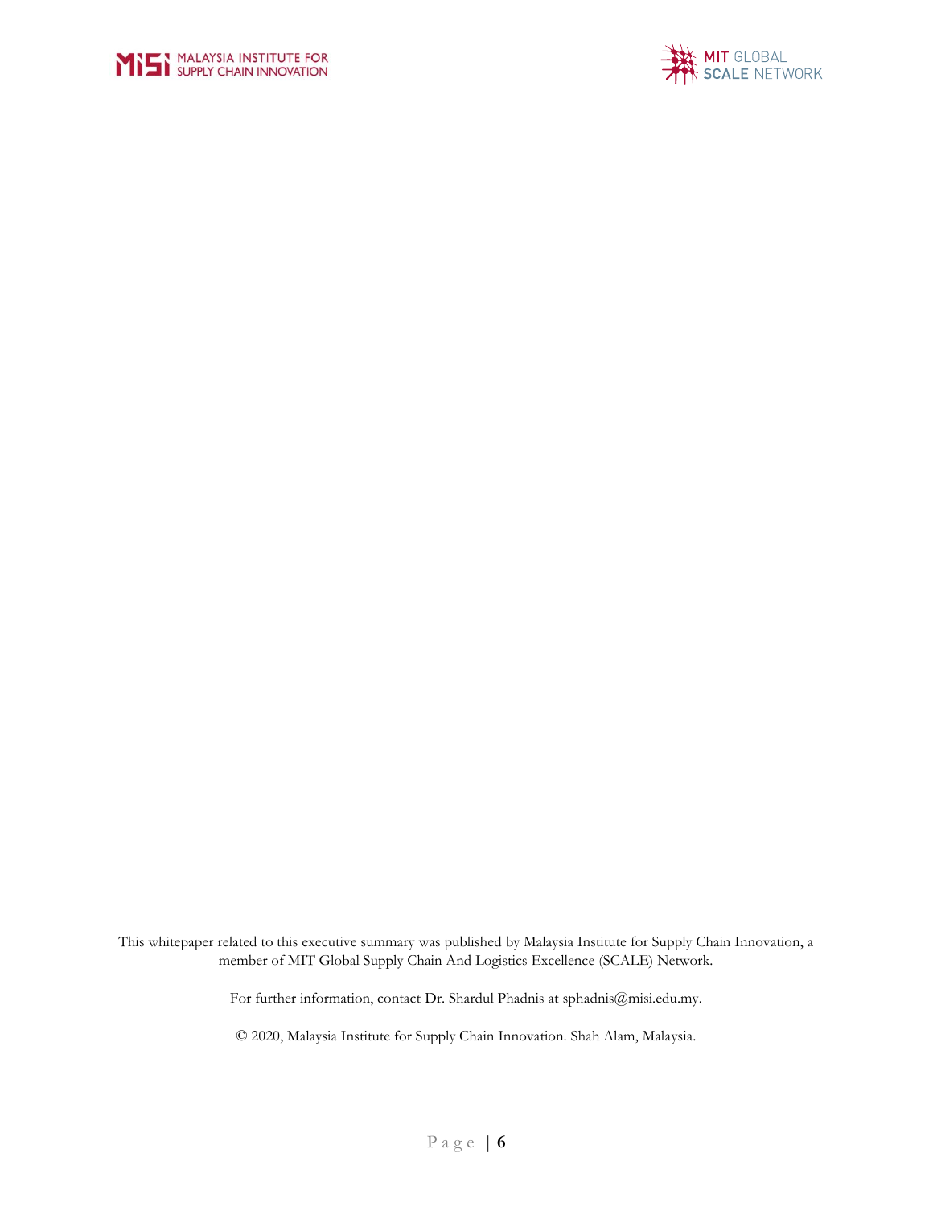This whitepaper related to this executive summary was published by Malaysia Institute for Supply Chain Innovation, a member of MIT Global Supply Chain And Logistics Excellence (SCALE) Network.

For further information, contact Dr. Shardul Phadnis at sphadnis@misi.edu.my.

© 2020, Malaysia Institute for Supply Chain Innovation. Shah Alam, Malaysia.